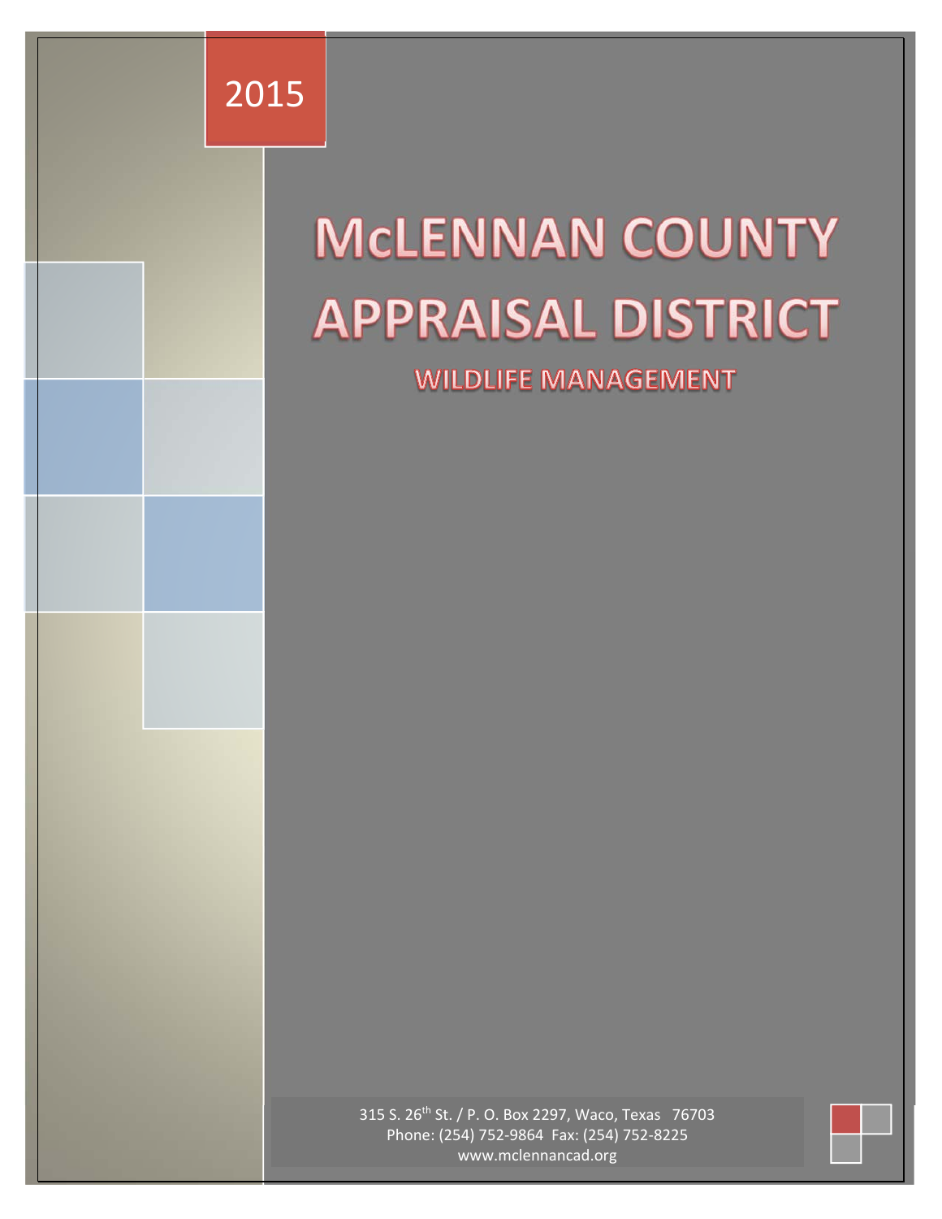2015

# McLENNAN COUNTY APPRAISAL DISTRICT

## WILDLIFE MANAGEMENT

315 S. 26th St. / P. O. Box 2297, Waco, Texas 76703
Phone: (254) 752-9864 Fax: (254) 752-8225
www.mclennancad.org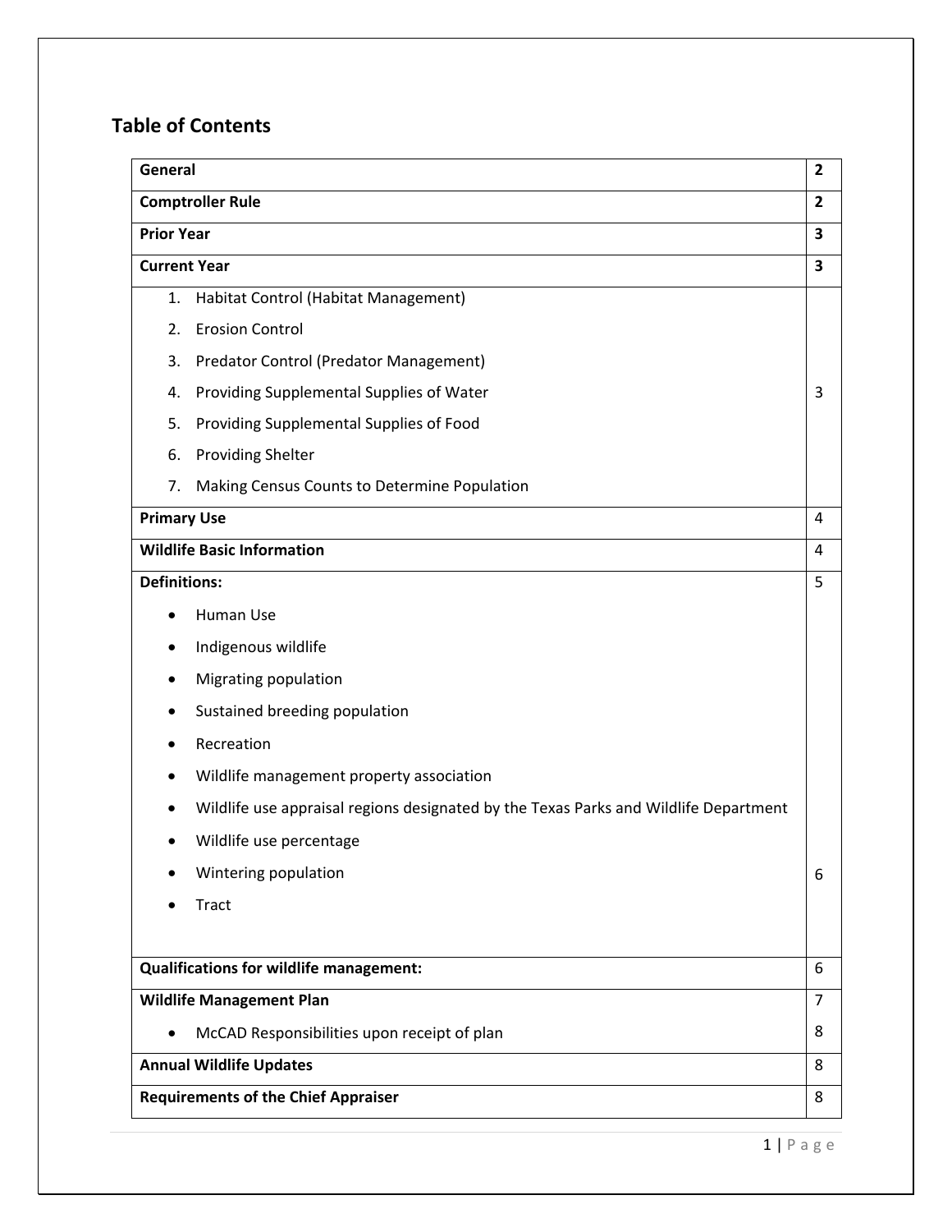## Table of Contents

| Section | Page |
|---|---|
| **General** | **2** |
| **Comptroller Rule** | **2** |
| **Prior Year** | **3** |
| **Current Year** | **3** |
| 1. Habitat Control (Habitat Management)<br>2. Erosion Control<br>3. Predator Control (Predator Management)<br>4. Providing Supplemental Supplies of Water<br>5. Providing Supplemental Supplies of Food<br>6. Providing Shelter<br>7. Making Census Counts to Determine Population | 3 |
| **Primary Use** | 4 |
| **Wildlife Basic Information** | 4 |
| **Definitions:**<br>• Human Use<br>• Indigenous wildlife<br>• Migrating population<br>• Sustained breeding population<br>• Recreation<br>• Wildlife management property association<br>• Wildlife use appraisal regions designated by the Texas Parks and Wildlife Department<br>• Wildlife use percentage<br>• Wintering population<br>• Tract | 5<br><br><br><br><br><br><br><br><br>6 |
| **Qualifications for wildlife management:** | 6 |
| **Wildlife Management Plan**<br>• McCAD Responsibilities upon receipt of plan | 7<br>8 |
| **Annual Wildlife Updates** | 8 |
| **Requirements of the Chief Appraiser** | 8 |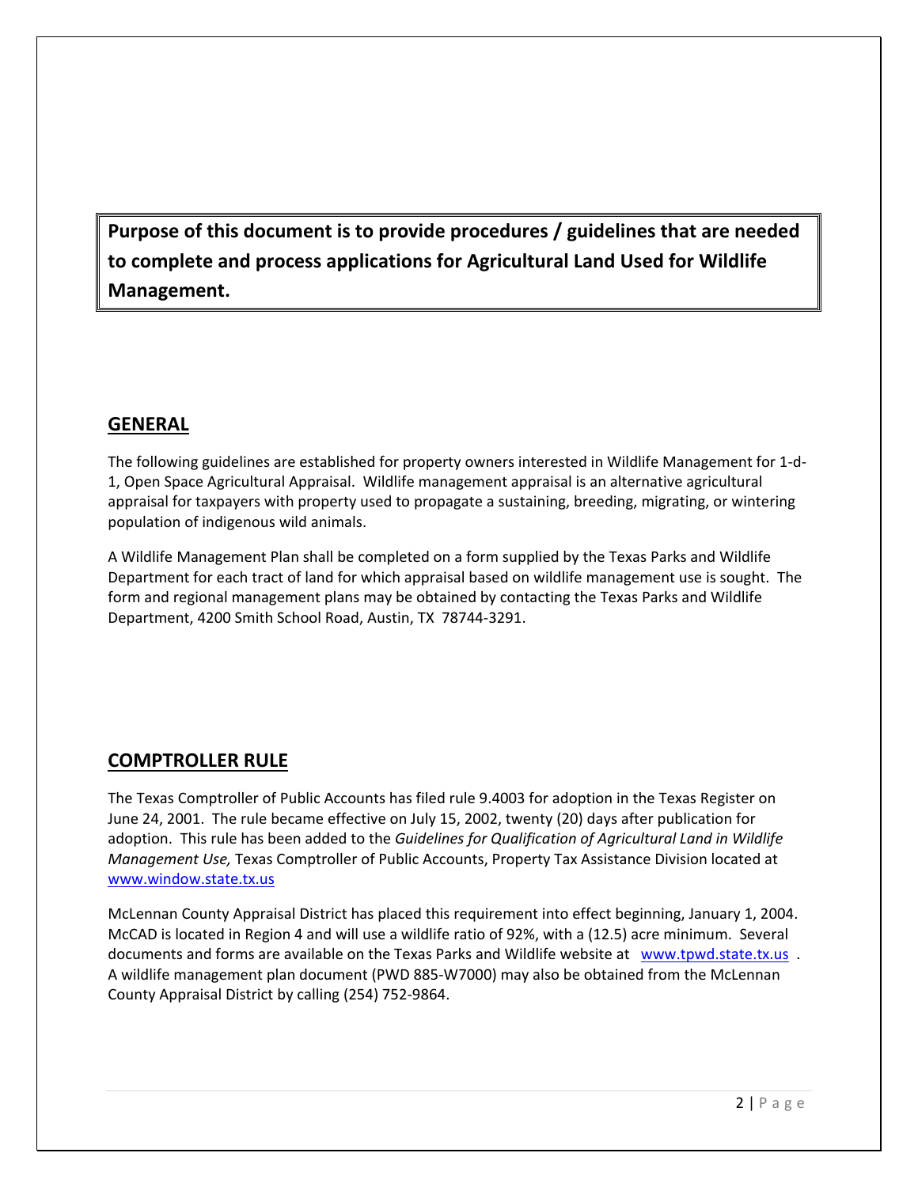**Purpose of this document is to provide procedures / guidelines that are needed to complete and process applications for Agricultural Land Used for Wildlife Management.**

## GENERAL

The following guidelines are established for property owners interested in Wildlife Management for 1-d-1, Open Space Agricultural Appraisal. Wildlife management appraisal is an alternative agricultural appraisal for taxpayers with property used to propagate a sustaining, breeding, migrating, or wintering population of indigenous wild animals.

A Wildlife Management Plan shall be completed on a form supplied by the Texas Parks and Wildlife Department for each tract of land for which appraisal based on wildlife management use is sought. The form and regional management plans may be obtained by contacting the Texas Parks and Wildlife Department, 4200 Smith School Road, Austin, TX 78744-3291.

## COMPTROLLER RULE

The Texas Comptroller of Public Accounts has filed rule 9.4003 for adoption in the Texas Register on June 24, 2001. The rule became effective on July 15, 2002, twenty (20) days after publication for adoption. This rule has been added to the *Guidelines for Qualification of Agricultural Land in Wildlife Management Use,* Texas Comptroller of Public Accounts, Property Tax Assistance Division located at www.window.state.tx.us

McLennan County Appraisal District has placed this requirement into effect beginning, January 1, 2004. McCAD is located in Region 4 and will use a wildlife ratio of 92%, with a (12.5) acre minimum. Several documents and forms are available on the Texas Parks and Wildlife website at www.tpwd.state.tx.us . A wildlife management plan document (PWD 885-W7000) may also be obtained from the McLennan County Appraisal District by calling (254) 752-9864.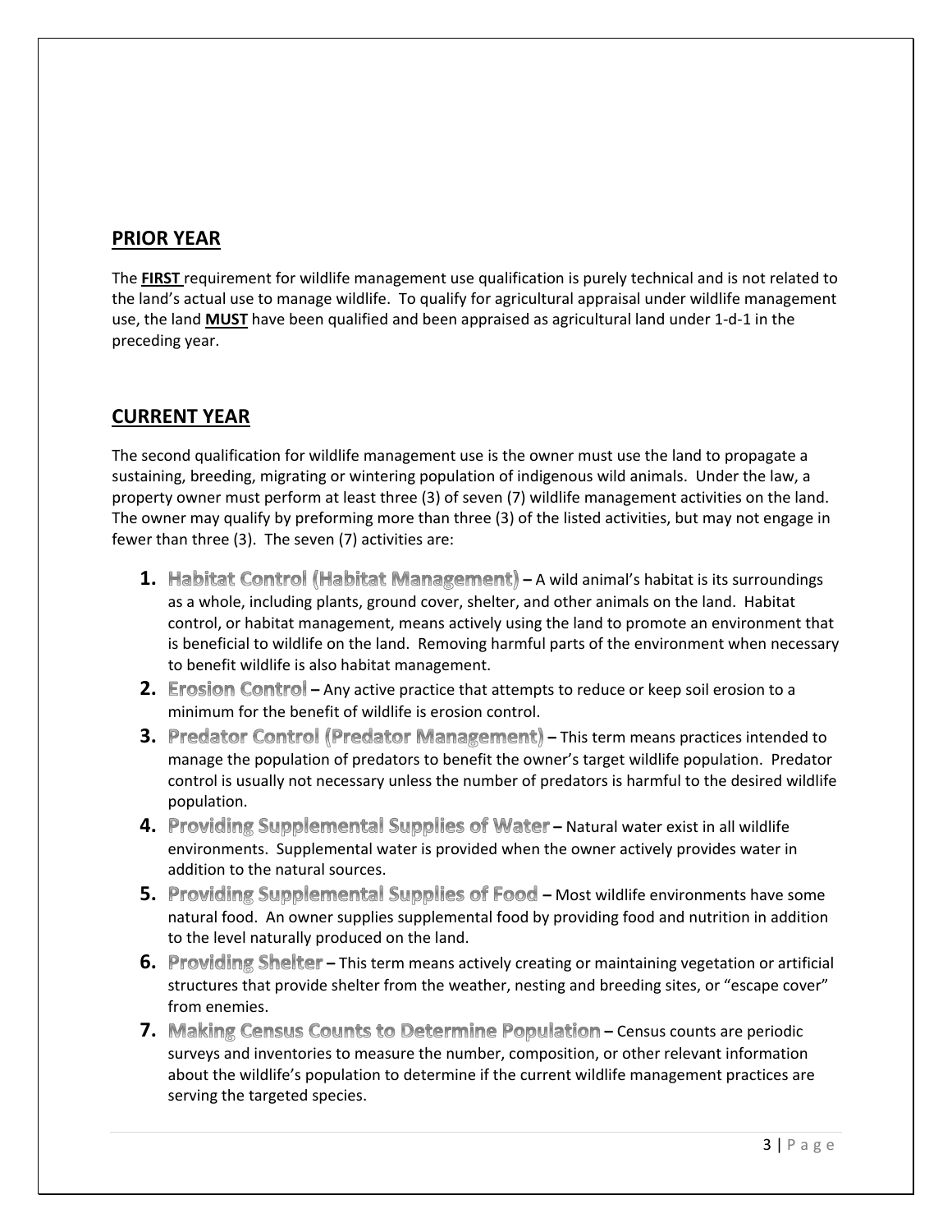## PRIOR YEAR

The **FIRST** requirement for wildlife management use qualification is purely technical and is not related to the land's actual use to manage wildlife. To qualify for agricultural appraisal under wildlife management use, the land **MUST** have been qualified and been appraised as agricultural land under 1-d-1 in the preceding year.

## CURRENT YEAR

The second qualification for wildlife management use is the owner must use the land to propagate a sustaining, breeding, migrating or wintering population of indigenous wild animals. Under the law, a property owner must perform at least three (3) of seven (7) wildlife management activities on the land. The owner may qualify by preforming more than three (3) of the listed activities, but may not engage in fewer than three (3). The seven (7) activities are:

1. **Habitat Control (Habitat Management)** – A wild animal's habitat is its surroundings as a whole, including plants, ground cover, shelter, and other animals on the land. Habitat control, or habitat management, means actively using the land to promote an environment that is beneficial to wildlife on the land. Removing harmful parts of the environment when necessary to benefit wildlife is also habitat management.
2. **Erosion Control** – Any active practice that attempts to reduce or keep soil erosion to a minimum for the benefit of wildlife is erosion control.
3. **Predator Control (Predator Management)** – This term means practices intended to manage the population of predators to benefit the owner's target wildlife population. Predator control is usually not necessary unless the number of predators is harmful to the desired wildlife population.
4. **Providing Supplemental Supplies of Water** – Natural water exist in all wildlife environments. Supplemental water is provided when the owner actively provides water in addition to the natural sources.
5. **Providing Supplemental Supplies of Food** – Most wildlife environments have some natural food. An owner supplies supplemental food by providing food and nutrition in addition to the level naturally produced on the land.
6. **Providing Shelter** – This term means actively creating or maintaining vegetation or artificial structures that provide shelter from the weather, nesting and breeding sites, or "escape cover" from enemies.
7. **Making Census Counts to Determine Population** – Census counts are periodic surveys and inventories to measure the number, composition, or other relevant information about the wildlife's population to determine if the current wildlife management practices are serving the targeted species.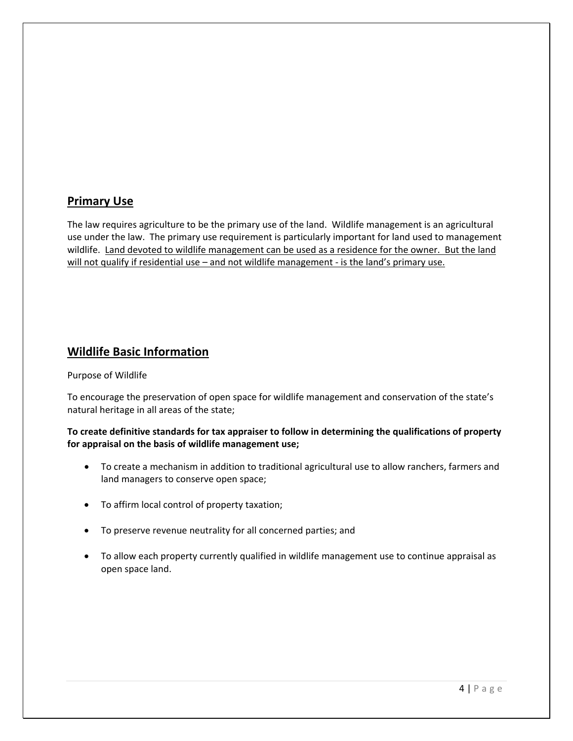## Primary Use

The law requires agriculture to be the primary use of the land. Wildlife management is an agricultural use under the law. The primary use requirement is particularly important for land used to management wildlife. <u>Land devoted to wildlife management can be used as a residence for the owner. But the land will not qualify if residential use – and not wildlife management - is the land's primary use.</u>

## Wildlife Basic Information

Purpose of Wildlife

To encourage the preservation of open space for wildlife management and conservation of the state's natural heritage in all areas of the state;

**To create definitive standards for tax appraiser to follow in determining the qualifications of property for appraisal on the basis of wildlife management use;**

- To create a mechanism in addition to traditional agricultural use to allow ranchers, farmers and land managers to conserve open space;
- To affirm local control of property taxation;
- To preserve revenue neutrality for all concerned parties; and
- To allow each property currently qualified in wildlife management use to continue appraisal as open space land.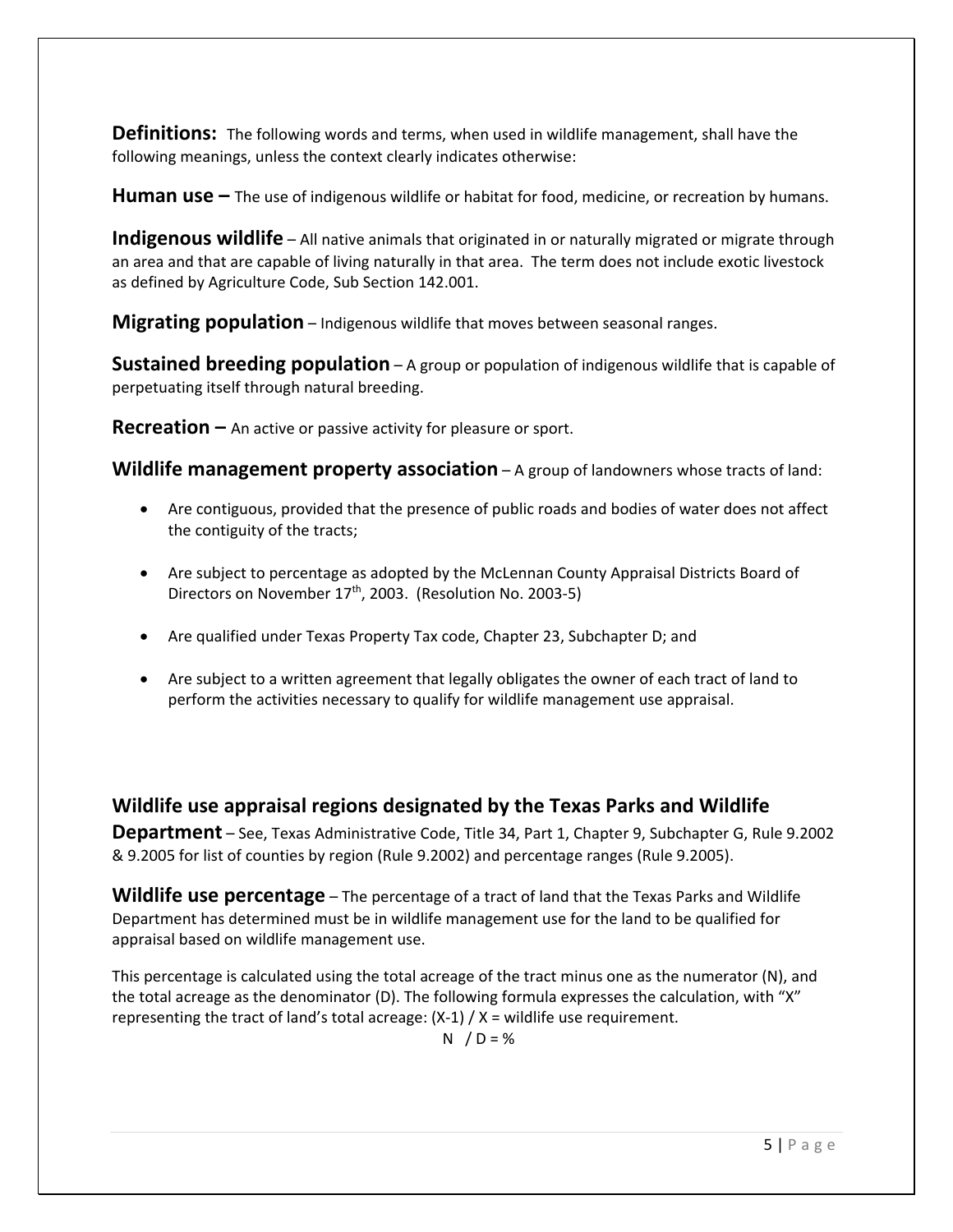**Definitions:** The following words and terms, when used in wildlife management, shall have the following meanings, unless the context clearly indicates otherwise:

**Human use –** The use of indigenous wildlife or habitat for food, medicine, or recreation by humans.

**Indigenous wildlife** – All native animals that originated in or naturally migrated or migrate through an area and that are capable of living naturally in that area. The term does not include exotic livestock as defined by Agriculture Code, Sub Section 142.001.

**Migrating population** – Indigenous wildlife that moves between seasonal ranges.

**Sustained breeding population** – A group or population of indigenous wildlife that is capable of perpetuating itself through natural breeding.

**Recreation –** An active or passive activity for pleasure or sport.

**Wildlife management property association** – A group of landowners whose tracts of land:

- Are contiguous, provided that the presence of public roads and bodies of water does not affect the contiguity of the tracts;
- Are subject to percentage as adopted by the McLennan County Appraisal Districts Board of Directors on November 17th, 2003. (Resolution No. 2003-5)
- Are qualified under Texas Property Tax code, Chapter 23, Subchapter D; and
- Are subject to a written agreement that legally obligates the owner of each tract of land to perform the activities necessary to qualify for wildlife management use appraisal.

**Wildlife use appraisal regions designated by the Texas Parks and Wildlife Department** – See, Texas Administrative Code, Title 34, Part 1, Chapter 9, Subchapter G, Rule 9.2002 & 9.2005 for list of counties by region (Rule 9.2002) and percentage ranges (Rule 9.2005).

**Wildlife use percentage** – The percentage of a tract of land that the Texas Parks and Wildlife Department has determined must be in wildlife management use for the land to be qualified for appraisal based on wildlife management use.

This percentage is calculated using the total acreage of the tract minus one as the numerator (N), and the total acreage as the denominator (D). The following formula expresses the calculation, with "X" representing the tract of land's total acreage: (X-1) / X = wildlife use requirement.

N / D = %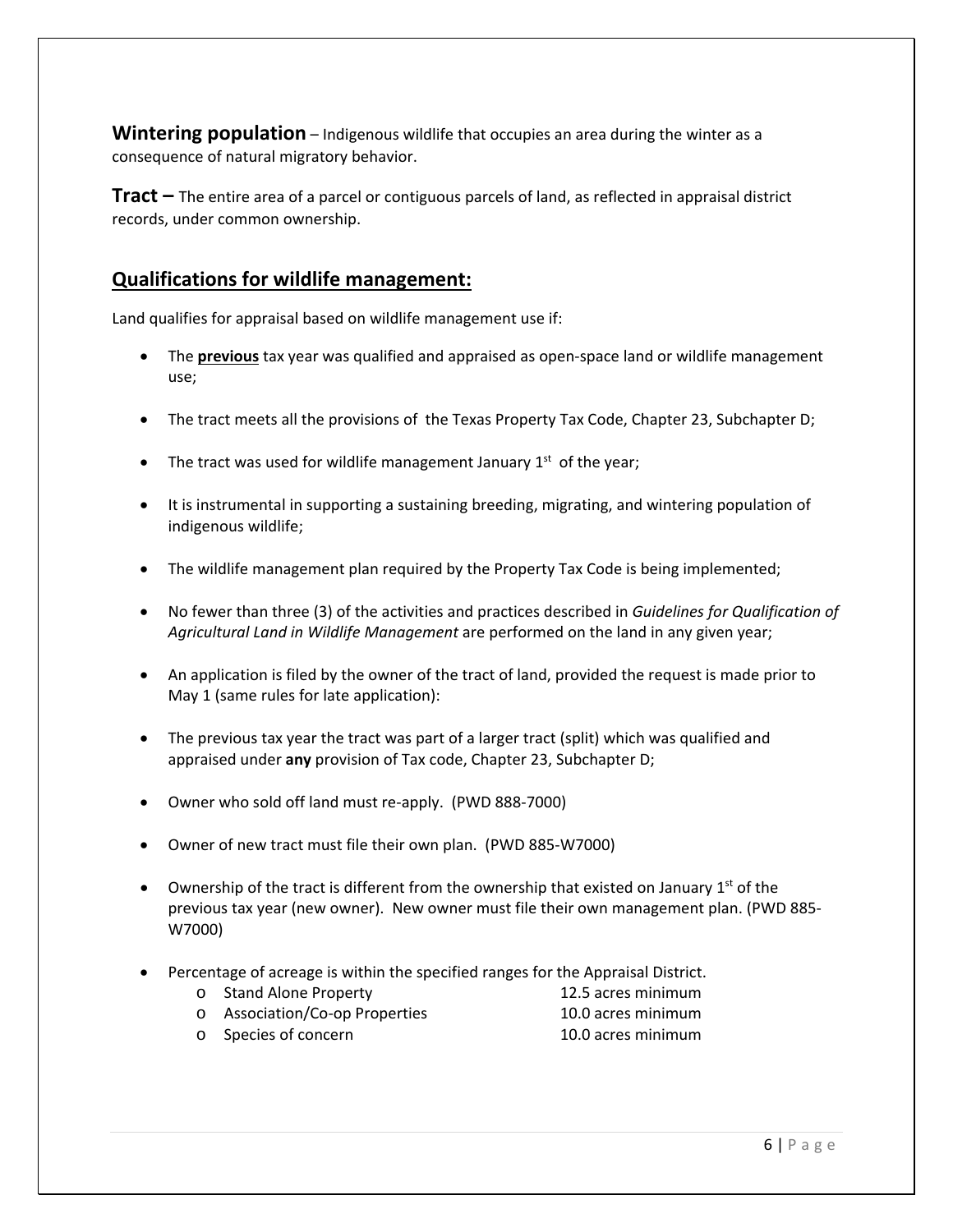**Wintering population** – Indigenous wildlife that occupies an area during the winter as a consequence of natural migratory behavior.

**Tract –** The entire area of a parcel or contiguous parcels of land, as reflected in appraisal district records, under common ownership.

## Qualifications for wildlife management:

Land qualifies for appraisal based on wildlife management use if:

- The **previous** tax year was qualified and appraised as open-space land or wildlife management use;
- The tract meets all the provisions of the Texas Property Tax Code, Chapter 23, Subchapter D;
- The tract was used for wildlife management January 1st of the year;
- It is instrumental in supporting a sustaining breeding, migrating, and wintering population of indigenous wildlife;
- The wildlife management plan required by the Property Tax Code is being implemented;
- No fewer than three (3) of the activities and practices described in *Guidelines for Qualification of Agricultural Land in Wildlife Management* are performed on the land in any given year;
- An application is filed by the owner of the tract of land, provided the request is made prior to May 1 (same rules for late application):
- The previous tax year the tract was part of a larger tract (split) which was qualified and appraised under **any** provision of Tax code, Chapter 23, Subchapter D;
- Owner who sold off land must re-apply. (PWD 888-7000)
- Owner of new tract must file their own plan. (PWD 885-W7000)
- Ownership of the tract is different from the ownership that existed on January 1st of the previous tax year (new owner). New owner must file their own management plan. (PWD 885-W7000)
- Percentage of acreage is within the specified ranges for the Appraisal District.
  - Stand Alone Property 12.5 acres minimum
  - Association/Co-op Properties 10.0 acres minimum
  - Species of concern 10.0 acres minimum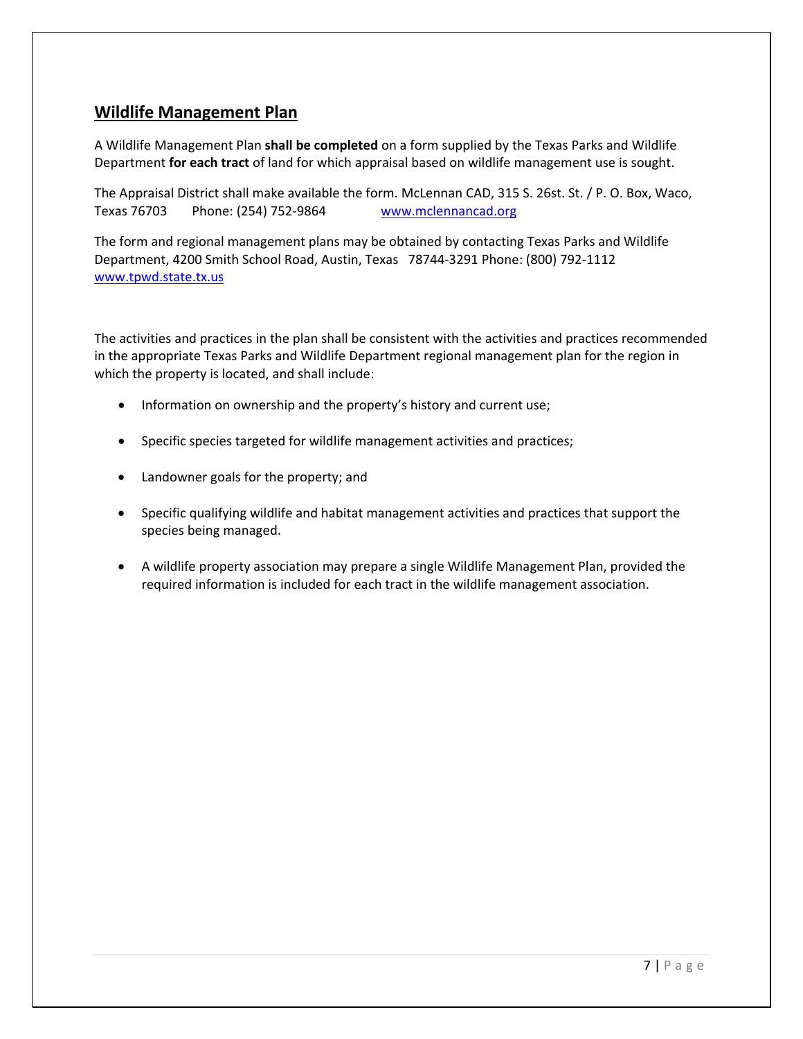## Wildlife Management Plan

A Wildlife Management Plan **shall be completed** on a form supplied by the Texas Parks and Wildlife Department **for each tract** of land for which appraisal based on wildlife management use is sought.

The Appraisal District shall make available the form. McLennan CAD, 315 S. 26st. St. / P. O. Box, Waco, Texas 76703 Phone: (254) 752-9864 [www.mclennancad.org](www.mclennancad.org)

The form and regional management plans may be obtained by contacting Texas Parks and Wildlife Department, 4200 Smith School Road, Austin, Texas 78744-3291 Phone: (800) 792-1112 [www.tpwd.state.tx.us](www.tpwd.state.tx.us)

The activities and practices in the plan shall be consistent with the activities and practices recommended in the appropriate Texas Parks and Wildlife Department regional management plan for the region in which the property is located, and shall include:

- Information on ownership and the property's history and current use;
- Specific species targeted for wildlife management activities and practices;
- Landowner goals for the property; and
- Specific qualifying wildlife and habitat management activities and practices that support the species being managed.
- A wildlife property association may prepare a single Wildlife Management Plan, provided the required information is included for each tract in the wildlife management association.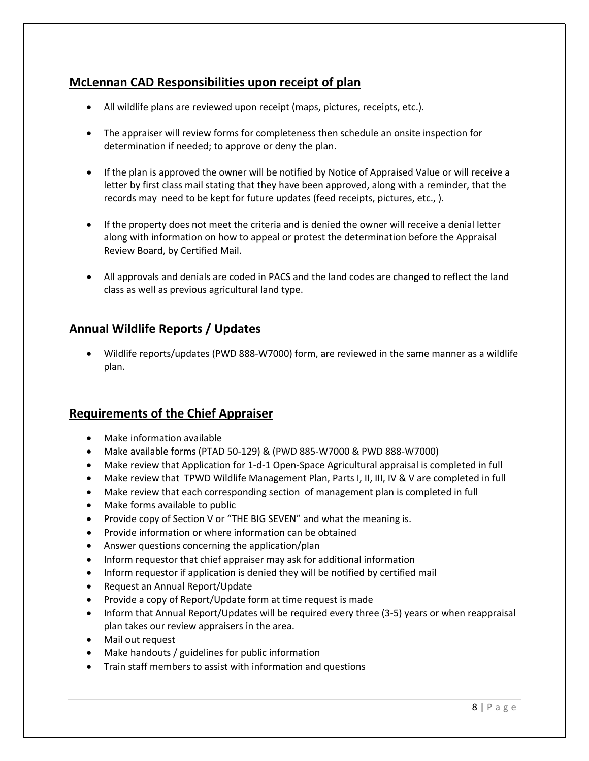## McLennan CAD Responsibilities upon receipt of plan

- All wildlife plans are reviewed upon receipt (maps, pictures, receipts, etc.).
- The appraiser will review forms for completeness then schedule an onsite inspection for determination if needed; to approve or deny the plan.
- If the plan is approved the owner will be notified by Notice of Appraised Value or will receive a letter by first class mail stating that they have been approved, along with a reminder, that the records may need to be kept for future updates (feed receipts, pictures, etc., ).
- If the property does not meet the criteria and is denied the owner will receive a denial letter along with information on how to appeal or protest the determination before the Appraisal Review Board, by Certified Mail.
- All approvals and denials are coded in PACS and the land codes are changed to reflect the land class as well as previous agricultural land type.

## Annual Wildlife Reports / Updates

- Wildlife reports/updates (PWD 888-W7000) form, are reviewed in the same manner as a wildlife plan.

## Requirements of the Chief Appraiser

- Make information available
- Make available forms (PTAD 50-129) & (PWD 885-W7000 & PWD 888-W7000)
- Make review that Application for 1-d-1 Open-Space Agricultural appraisal is completed in full
- Make review that TPWD Wildlife Management Plan, Parts I, II, III, IV & V are completed in full
- Make review that each corresponding section of management plan is completed in full
- Make forms available to public
- Provide copy of Section V or "THE BIG SEVEN" and what the meaning is.
- Provide information or where information can be obtained
- Answer questions concerning the application/plan
- Inform requestor that chief appraiser may ask for additional information
- Inform requestor if application is denied they will be notified by certified mail
- Request an Annual Report/Update
- Provide a copy of Report/Update form at time request is made
- Inform that Annual Report/Updates will be required every three (3-5) years or when reappraisal plan takes our review appraisers in the area.
- Mail out request
- Make handouts / guidelines for public information
- Train staff members to assist with information and questions